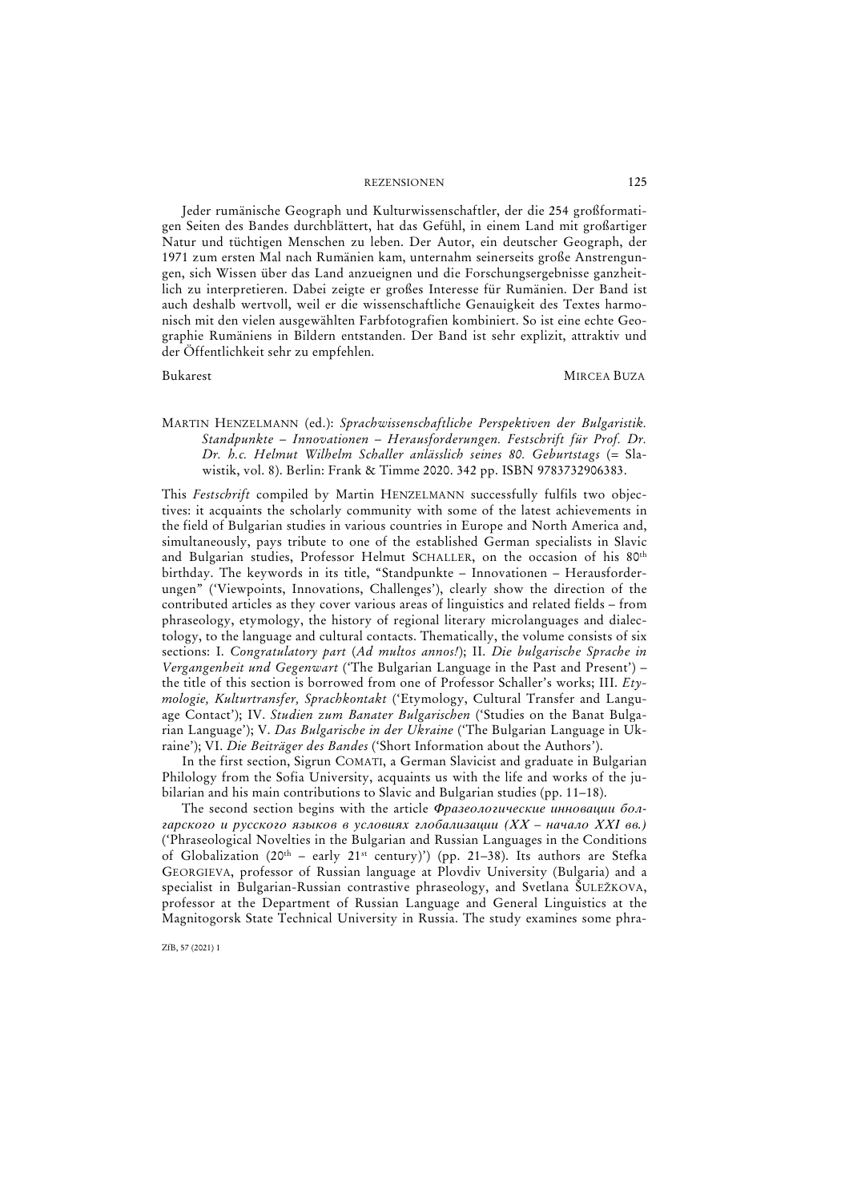Jeder rumänische Geograph und Kulturwissenschaftler, der die 254 großformatigen Seiten des Bandes durchblättert, hat das Gefühl, in einem Land mit großartiger Natur und tüchtigen Menschen zu leben. Der Autor, ein deutscher Geograph, der 1971 zum ersten Mal nach Rumänien kam, unternahm seinerseits große Anstrengungen, sich Wissen über das Land anzueignen und die Forschungsergebnisse ganzheitlich zu interpretieren. Dabei zeigte er großes Interesse für Rumänien. Der Band ist auch deshalb wertvoll, weil er die wissenschaftliche Genauigkeit des Textes harmonisch mit den vielen ausgewählten Farbfotografien kombiniert. So ist eine echte Geographie Rumäniens in Bildern entstanden. Der Band ist sehr explizit, attraktiv und der Öffentlichkeit sehr zu empfehlen.

Bukarest MIRCEA BUZA

MARTIN HENZELMANN (ed.): *Sprachwissenschaftliche Perspektiven der Bulgaristik. Standpunkte – Innovationen – Herausforderungen. Festschrift für Prof. Dr. Dr. h.c. Helmut Wilhelm Schaller anlässlich seines 80. Geburtstags* (= Slawistik, vol. 8). Berlin: Frank & Timme 2020. 342 pp. ISBN 9783732906383.

This *Festschrift* compiled by Martin HENZELMANN successfully fulfils two objectives: it acquaints the scholarly community with some of the latest achievements in the field of Bulgarian studies in various countries in Europe and North America and, simultaneously, pays tribute to one of the established German specialists in Slavic and Bulgarian studies, Professor Helmut SCHALLER, on the occasion of his 80th birthday. The keywords in its title, "Standpunkte – Innovationen – Herausforderungen" ('Viewpoints, Innovations, Challenges'), clearly show the direction of the contributed articles as they cover various areas of linguistics and related fields – from phraseology, etymology, the history of regional literary microlanguages and dialectology, to the language and cultural contacts. Thematically, the volume consists of six sections: I. *Congratulatory part* (*Ad multos annos!*); II. *Die bulgarische Sprache in Vergangenheit und Gegenwart* ('The Bulgarian Language in the Past and Present') – the title of this section is borrowed from one of Professor Schaller's works; III. *Etymologie, Kulturtransfer, Sprachkontakt* ('Etymology, Cultural Transfer and Language Contact'); IV. *Studien zum Banater Bulgarischen* ('Studies on the Banat Bulgarian Language'); V. *Das Bulgarische in der Ukraine* ('The Bulgarian Language in Ukraine'); VI. *Die Beiträger des Bandes* ('Short Information about the Authors').

In the first section, Sigrun COMATI, a German Slavicist and graduate in Bulgarian Philology from the Sofia University, acquaints us with the life and works of the jubilarian and his main contributions to Slavic and Bulgarian studies (pp. 11–18).

The second section begins with the article ***Фразеологические инновации болгарского и русского языков в условиях глобализации (XX – начало XXI вв.)*** ('Phraseological Novelties in the Bulgarian and Russian Languages in the Conditions of Globalization (20th – early 21st century)') (pp. 21–38). Its authors are Stefka GEORGIEVA, professor of Russian language at Plovdiv University (Bulgaria) and a specialist in Bulgarian-Russian contrastive phraseology, and Svetlana ŠULEŽKOVA, professor at the Department of Russian Language and General Linguistics at the Magnitogorsk State Technical University in Russia. The study examines some phra-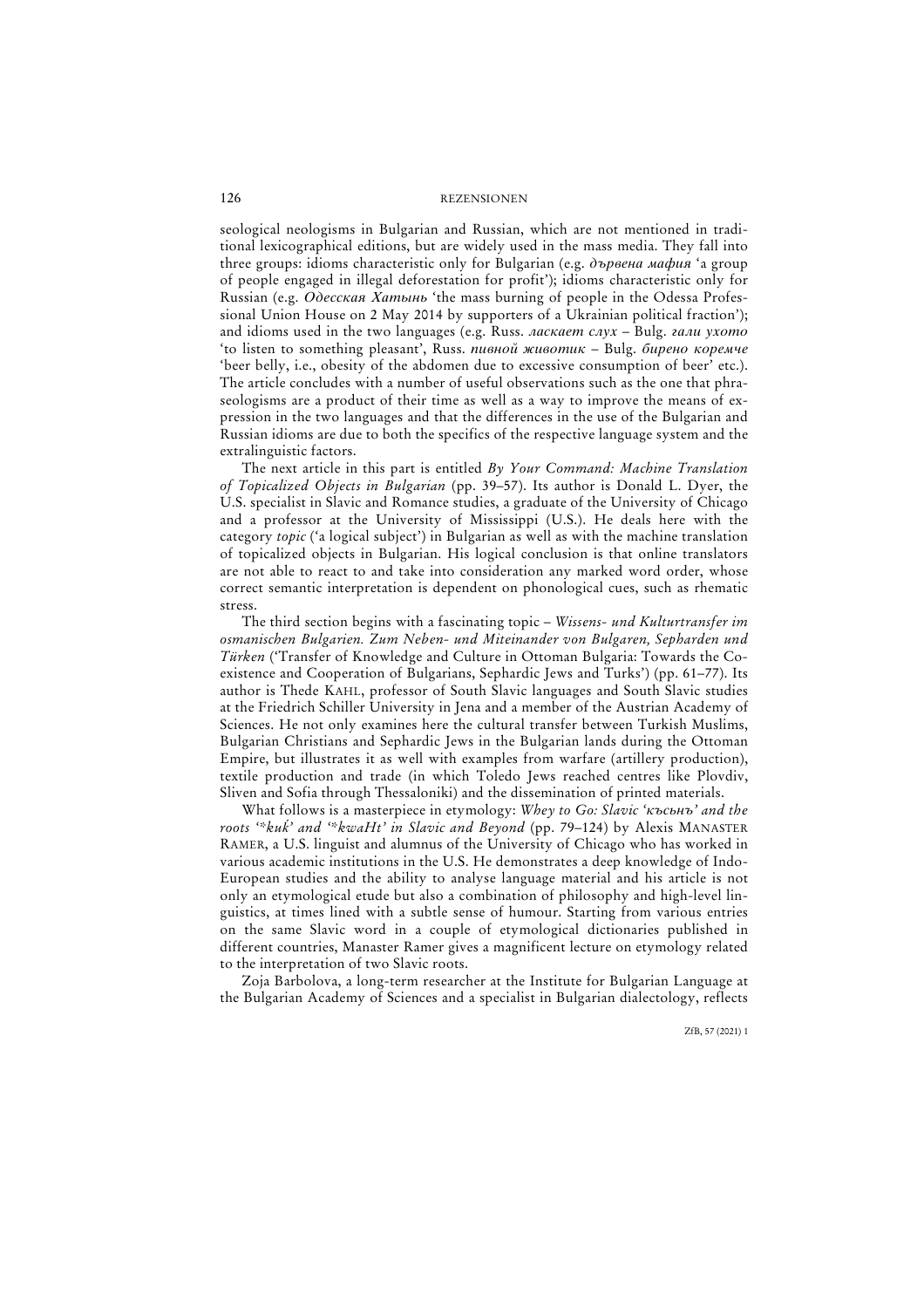seological neologisms in Bulgarian and Russian, which are not mentioned in traditional lexicographical editions, but are widely used in the mass media. They fall into three groups: idioms characteristic only for Bulgarian (e.g. *дървена мафия* 'a group of people engaged in illegal deforestation for profit'); idioms characteristic only for Russian (e.g. *Одесская Хатынь* 'the mass burning of people in the Odessa Professional Union House on 2 May 2014 by supporters of a Ukrainian political fraction'); and idioms used in the two languages (e.g. Russ. *ласкает слух* – Bulg. *гали ухото* 'to listen to something pleasant', Russ. *пивной животик* – Bulg. *бирено коремче* 'beer belly, i.e., obesity of the abdomen due to excessive consumption of beer' etc.). The article concludes with a number of useful observations such as the one that phraseologisms are a product of their time as well as a way to improve the means of expression in the two languages and that the differences in the use of the Bulgarian and Russian idioms are due to both the specifics of the respective language system and the extralinguistic factors.

The next article in this part is entitled *By Your Command: Machine Translation of Topicalized Objects in Bulgarian* (pp. 39–57). Its author is Donald L. Dyer, the U.S. specialist in Slavic and Romance studies, a graduate of the University of Chicago and a professor at the University of Mississippi (U.S.). He deals here with the category *topic* ('a logical subject') in Bulgarian as well as with the machine translation of topicalized objects in Bulgarian. His logical conclusion is that online translators are not able to react to and take into consideration any marked word order, whose correct semantic interpretation is dependent on phonological cues, such as rhematic stress.

The third section begins with a fascinating topic – *Wissens- und Kulturtransfer im osmanischen Bulgarien. Zum Neben- und Miteinander von Bulgaren, Sepharden und Türken* ('Transfer of Knowledge and Culture in Ottoman Bulgaria: Towards the Coexistence and Cooperation of Bulgarians, Sephardic Jews and Turks') (pp. 61–77). Its author is Thede KAHL, professor of South Slavic languages and South Slavic studies at the Friedrich Schiller University in Jena and a member of the Austrian Academy of Sciences. He not only examines here the cultural transfer between Turkish Muslims, Bulgarian Christians and Sephardic Jews in the Bulgarian lands during the Ottoman Empire, but illustrates it as well with examples from warfare (artillery production), textile production and trade (in which Toledo Jews reached centres like Plovdiv, Sliven and Sofia through Thessaloniki) and the dissemination of printed materials.

What follows is a masterpiece in etymology: *Whey to Go: Slavic 'късынъ' and the roots '\*kuḱ' and '\*kwaHt' in Slavic and Beyond* (pp. 79–124) by Alexis MANASTER RAMER, a U.S. linguist and alumnus of the University of Chicago who has worked in various academic institutions in the U.S. He demonstrates a deep knowledge of Indo-European studies and the ability to analyse language material and his article is not only an etymological etude but also a combination of philosophy and high-level linguistics, at times lined with a subtle sense of humour. Starting from various entries on the same Slavic word in a couple of etymological dictionaries published in different countries, Manaster Ramer gives a magnificent lecture on etymology related to the interpretation of two Slavic roots.

Zoja Barbolova, a long-term researcher at the Institute for Bulgarian Language at the Bulgarian Academy of Sciences and a specialist in Bulgarian dialectology, reflects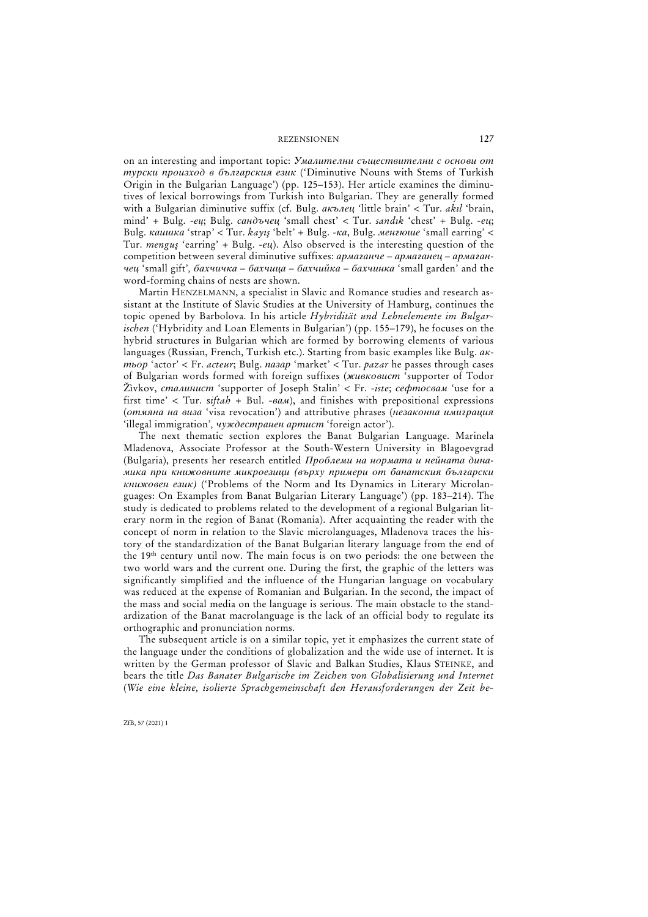on an interesting and important topic: ***Умалителни съществителни с основи от турски произход в българския език*** ('Diminutive Nouns with Stems of Turkish Origin in the Bulgarian Language') (pp. 125–153). Her article examines the diminutives of lexical borrowings from Turkish into Bulgarian. They are generally formed with a Bulgarian diminutive suffix (cf. Bulg. *акълец* 'little brain' < Tur. *akıl* 'brain, mind' + Bulg. *-ец*; Bulg. *сандъчец* 'small chest' < Tur. *sandık* 'chest' + Bulg. *-ец*; Bulg. *каишка* 'strap' < Tur. *kayış* 'belt' + Bulg. *-ка*, Bulg. *менгюше* 'small earring' < Tur. *menguş* 'earring' + Bulg. *-ец*). Also observed is the interesting question of the competition between several diminutive suffixes: *армаганче – армаганец – армаганчец* 'small gift', *бахчичка – бахчица – бахчийка – бахчинка* 'small garden' and the word-forming chains of nests are shown.

Martin HENZELMANN, a specialist in Slavic and Romance studies and research assistant at the Institute of Slavic Studies at the University of Hamburg, continues the topic opened by Barbolova. In his article *Hybridität und Lehnelemente im Bulgarischen* ('Hybridity and Loan Elements in Bulgarian') (pp. 155–179), he focuses on the hybrid structures in Bulgarian which are formed by borrowing elements of various languages (Russian, French, Turkish etc.). Starting from basic examples like Bulg. *актьор* 'actor' < Fr. *acteur*; Bulg. *пазар* 'market' < Tur. *pazar* he passes through cases of Bulgarian words formed with foreign suffixes (***живковист*** 'supporter of Todor Živkov, *сталинист* 'supporter of Joseph Stalin' < Fr. *-iste*; *сефтосвам* 'use for a first time' < Tur. *siftah* + Bul. *-вам*), and finishes with prepositional expressions (*отмяна на виза* 'visa revocation') and attributive phrases (*незаконна имиграция* 'illegal immigration', *чуждестранен артист* 'foreign actor').

The next thematic section explores the Banat Bulgarian Language. Marinela Mladenova, Associate Professor at the South-Western University in Blagoevgrad (Bulgaria), presents her research entitled ***Проблеми на нормата и нейната динамика при книжовните микроезици (върху примери от банатския български книжовен език)*** ('Problems of the Norm and Its Dynamics in Literary Microlanguages: On Examples from Banat Bulgarian Literary Language') (pp. 183–214). The study is dedicated to problems related to the development of a regional Bulgarian literary norm in the region of Banat (Romania). After acquainting the reader with the concept of norm in relation to the Slavic microlanguages, Mladenova traces the history of the standardization of the Banat Bulgarian literary language from the end of the 19th century until now. The main focus is on two periods: the one between the two world wars and the current one. During the first, the graphic of the letters was significantly simplified and the influence of the Hungarian language on vocabulary was reduced at the expense of Romanian and Bulgarian. In the second, the impact of the mass and social media on the language is serious. The main obstacle to the standardization of the Banat macrolanguage is the lack of an official body to regulate its orthographic and pronunciation norms.

The subsequent article is on a similar topic, yet it emphasizes the current state of the language under the conditions of globalization and the wide use of internet. It is written by the German professor of Slavic and Balkan Studies, Klaus STEINKE, and bears the title *Das Banater Bulgarische im Zeichen von Globalisierung und Internet* (*Wie eine kleine, isolierte Sprachgemeinschaft den Herausforderungen der Zeit be-*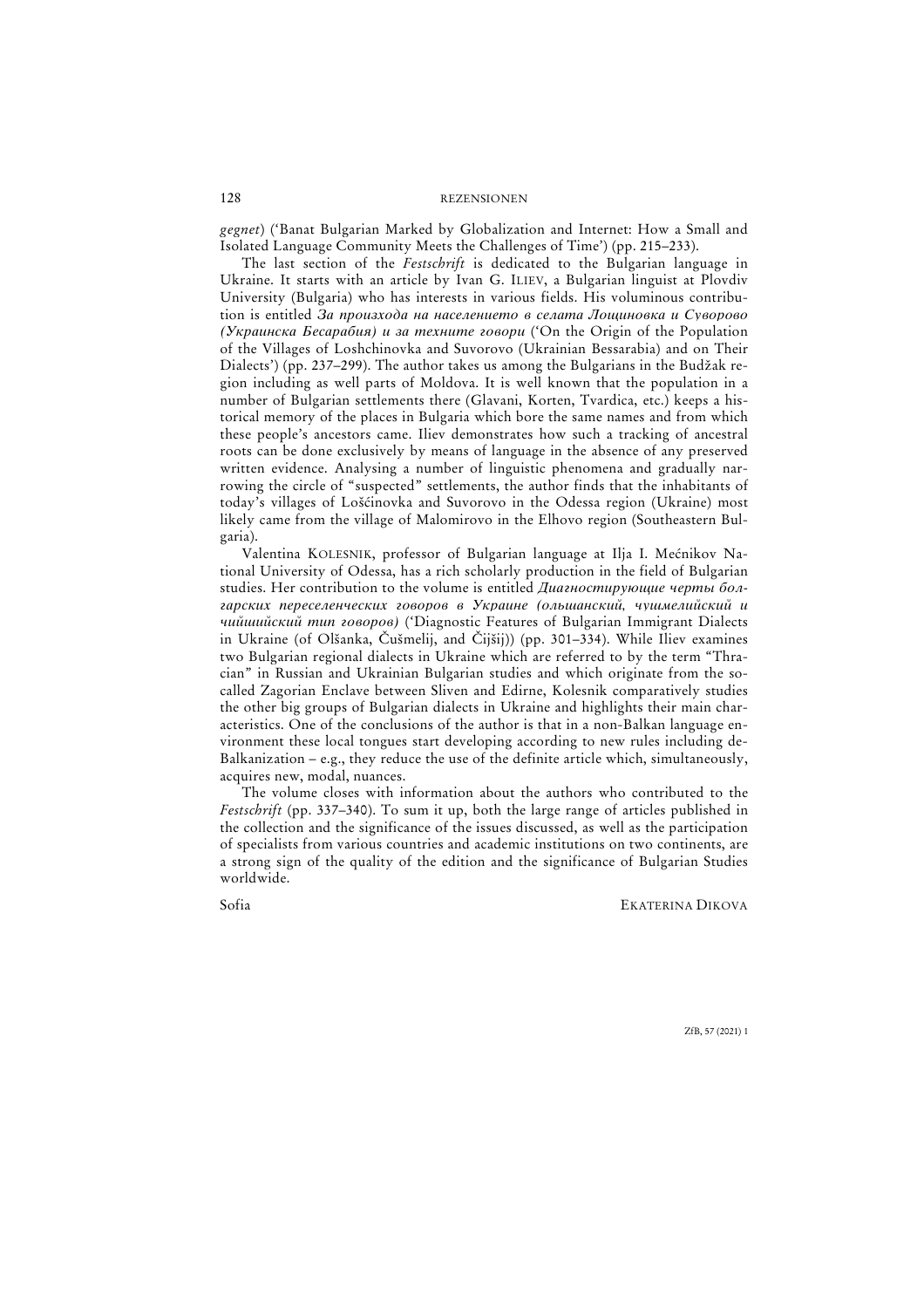*gegnet*) ('Banat Bulgarian Marked by Globalization and Internet: How a Small and Isolated Language Community Meets the Challenges of Time') (pp. 215–233).

The last section of the *Festschrift* is dedicated to the Bulgarian language in Ukraine. It starts with an article by Ivan G. ILIEV, a Bulgarian linguist at Plovdiv University (Bulgaria) who has interests in various fields. His voluminous contribution is entitled *За произхода на населението в селата Лощиновка и Суворово (Украинска Бесарабия) и за техните говори* ('On the Origin of the Population of the Villages of Loshchinovka and Suvorovo (Ukrainian Bessarabia) and on Their Dialects') (pp. 237–299). The author takes us among the Bulgarians in the Budžak region including as well parts of Moldova. It is well known that the population in a number of Bulgarian settlements there (Glavani, Korten, Tvardica, etc.) keeps a historical memory of the places in Bulgaria which bore the same names and from which these people's ancestors came. Iliev demonstrates how such a tracking of ancestral roots can be done exclusively by means of language in the absence of any preserved written evidence. Analysing a number of linguistic phenomena and gradually narrowing the circle of "suspected" settlements, the author finds that the inhabitants of today's villages of Loščinovka and Suvorovo in the Odessa region (Ukraine) most likely came from the village of Malomirovo in the Elhovo region (Southeastern Bulgaria).

Valentina KOLESNIK, professor of Bulgarian language at Ilja I. Mećnikov National University of Odessa, has a rich scholarly production in the field of Bulgarian studies. Her contribution to the volume is entitled *Диагностирующие черты болгарских переселенческих говоров в Украине (ольшанский, чушмелийский и чийшийский тип говоров)* ('Diagnostic Features of Bulgarian Immigrant Dialects in Ukraine (of Olšanka, Čušmelij, and Čijšij)) (pp. 301–334). While Iliev examines two Bulgarian regional dialects in Ukraine which are referred to by the term "Thracian" in Russian and Ukrainian Bulgarian studies and which originate from the so-called Zagorian Enclave between Sliven and Edirne, Kolesnik comparatively studies the other big groups of Bulgarian dialects in Ukraine and highlights their main characteristics. One of the conclusions of the author is that in a non-Balkan language environment these local tongues start developing according to new rules including de-Balkanization – e.g., they reduce the use of the definite article which, simultaneously, acquires new, modal, nuances.

The volume closes with information about the authors who contributed to the *Festschrift* (pp. 337–340). To sum it up, both the large range of articles published in the collection and the significance of the issues discussed, as well as the participation of specialists from various countries and academic institutions on two continents, are a strong sign of the quality of the edition and the significance of Bulgarian Studies worldwide.

Sofia EKATERINA DIKOVA